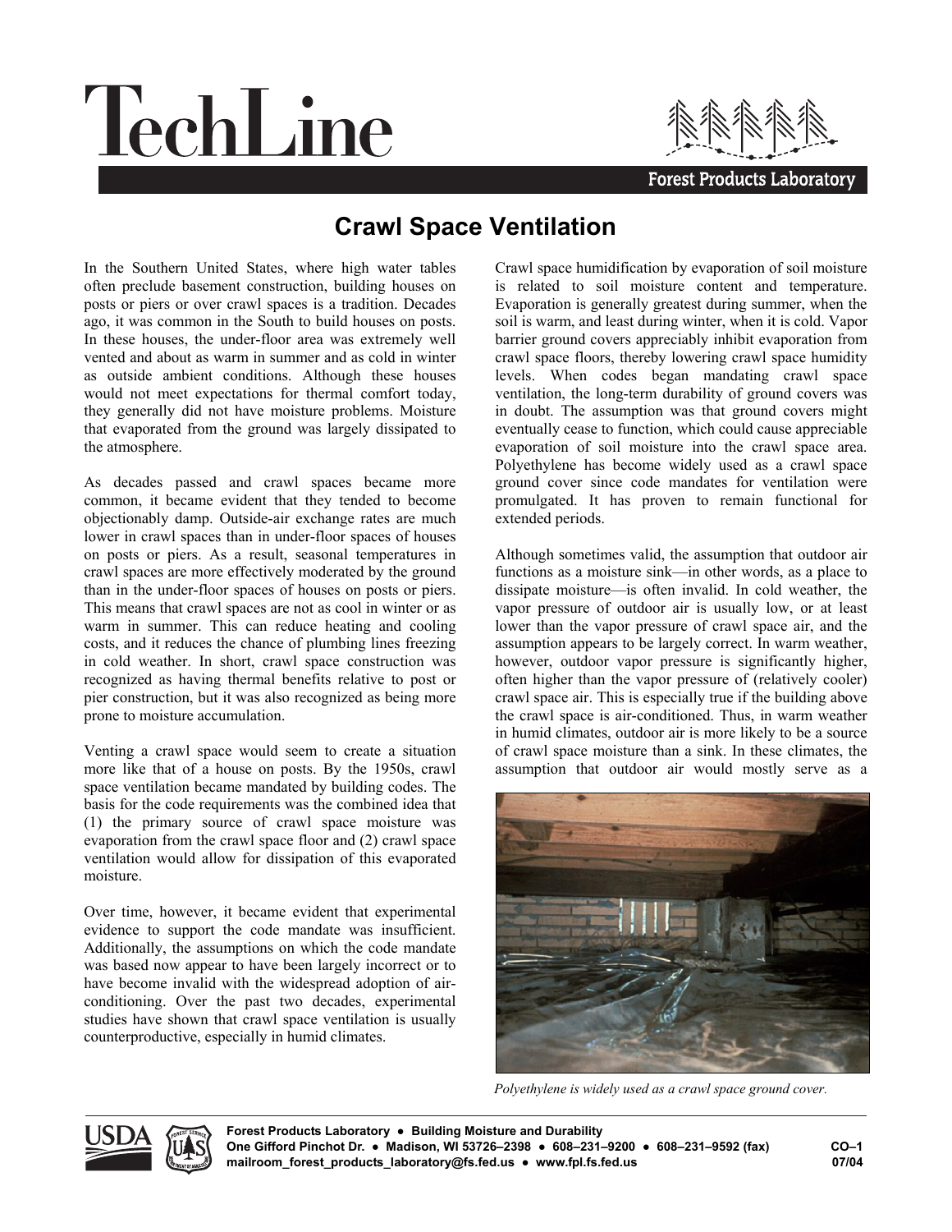# TechLine

Forest Products Laboratory

## Crawl Space Ventilation

In the Southern United States, where high water tables often preclude basement construction, building houses on posts or piers or over crawl spaces is a tradition. Decades ago, it was common in the South to build houses on posts. In these houses, the under-floor area was extremely well vented and about as warm in summer and as cold in winter as outside ambient conditions. Although these houses would not meet expectations for thermal comfort today, they generally did not have moisture problems. Moisture that evaporated from the ground was largely dissipated to the atmosphere.

As decades passed and crawl spaces became more common, it became evident that they tended to become objectionably damp. Outside-air exchange rates are much lower in crawl spaces than in under-floor spaces of houses on posts or piers. As a result, seasonal temperatures in crawl spaces are more effectively moderated by the ground than in the under-floor spaces of houses on posts or piers. This means that crawl spaces are not as cool in winter or as warm in summer. This can reduce heating and cooling costs, and it reduces the chance of plumbing lines freezing in cold weather. In short, crawl space construction was recognized as having thermal benefits relative to post or pier construction, but it was also recognized as being more prone to moisture accumulation.

Venting a crawl space would seem to create a situation more like that of a house on posts. By the 1950s, crawl space ventilation became mandated by building codes. The basis for the code requirements was the combined idea that (1) the primary source of crawl space moisture was evaporation from the crawl space floor and (2) crawl space ventilation would allow for dissipation of this evaporated moisture.

Over time, however, it became evident that experimental evidence to support the code mandate was insufficient. Additionally, the assumptions on which the code mandate was based now appear to have been largely incorrect or to have become invalid with the widespread adoption of air-conditioning. Over the past two decades, experimental studies have shown that crawl space ventilation is usually counterproductive, especially in humid climates.

Crawl space humidification by evaporation of soil moisture is related to soil moisture content and temperature. Evaporation is generally greatest during summer, when the soil is warm, and least during winter, when it is cold. Vapor barrier ground covers appreciably inhibit evaporation from crawl space floors, thereby lowering crawl space humidity levels. When codes began mandating crawl space ventilation, the long-term durability of ground covers was in doubt. The assumption was that ground covers might eventually cease to function, which could cause appreciable evaporation of soil moisture into the crawl space area. Polyethylene has become widely used as a crawl space ground cover since code mandates for ventilation were promulgated. It has proven to remain functional for extended periods.

Although sometimes valid, the assumption that outdoor air functions as a moisture sink—in other words, as a place to dissipate moisture—is often invalid. In cold weather, the vapor pressure of outdoor air is usually low, or at least lower than the vapor pressure of crawl space air, and the assumption appears to be largely correct. In warm weather, however, outdoor vapor pressure is significantly higher, often higher than the vapor pressure of (relatively cooler) crawl space air. This is especially true if the building above the crawl space is air-conditioned. Thus, in warm weather in humid climates, outdoor air is more likely to be a source of crawl space moisture than a sink. In these climates, the assumption that outdoor air would mostly serve as a

*Polyethylene is widely used as a crawl space ground cover.*

**Forest Products Laboratory ● Building Moisture and Durability**
**One Gifford Pinchot Dr. ● Madison, WI 53726–2398 ● 608–231–9200 ● 608–231–9592 (fax)**
**mailroom_forest_products_laboratory@fs.fed.us ● www.fpl.fs.fed.us**

**CO–1**
**07/04**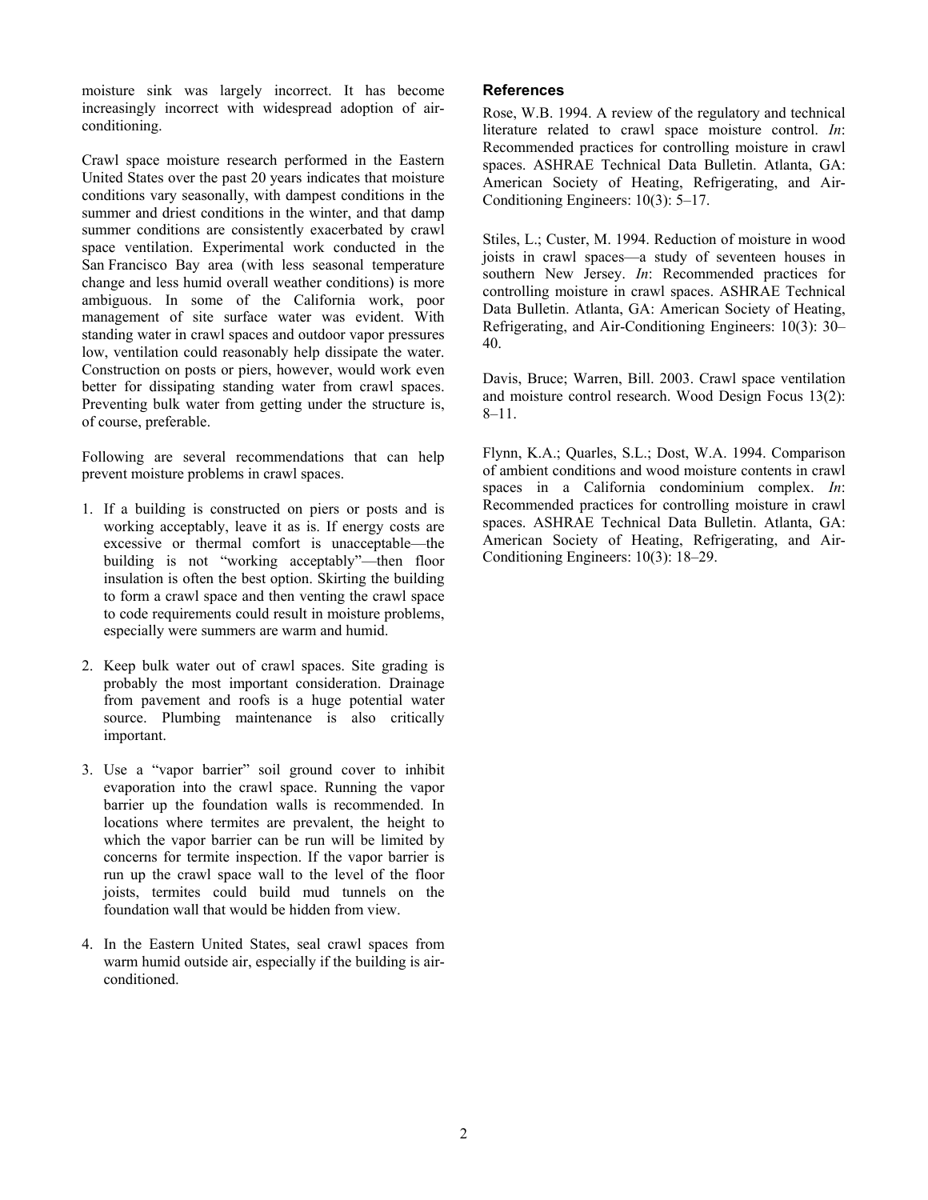moisture sink was largely incorrect. It has become increasingly incorrect with widespread adoption of air-conditioning.

Crawl space moisture research performed in the Eastern United States over the past 20 years indicates that moisture conditions vary seasonally, with dampest conditions in the summer and driest conditions in the winter, and that damp summer conditions are consistently exacerbated by crawl space ventilation. Experimental work conducted in the San Francisco Bay area (with less seasonal temperature change and less humid overall weather conditions) is more ambiguous. In some of the California work, poor management of site surface water was evident. With standing water in crawl spaces and outdoor vapor pressures low, ventilation could reasonably help dissipate the water. Construction on posts or piers, however, would work even better for dissipating standing water from crawl spaces. Preventing bulk water from getting under the structure is, of course, preferable.

Following are several recommendations that can help prevent moisture problems in crawl spaces.

1. If a building is constructed on piers or posts and is working acceptably, leave it as is. If energy costs are excessive or thermal comfort is unacceptable—the building is not "working acceptably"—then floor insulation is often the best option. Skirting the building to form a crawl space and then venting the crawl space to code requirements could result in moisture problems, especially were summers are warm and humid.

2. Keep bulk water out of crawl spaces. Site grading is probably the most important consideration. Drainage from pavement and roofs is a huge potential water source. Plumbing maintenance is also critically important.

3. Use a "vapor barrier" soil ground cover to inhibit evaporation into the crawl space. Running the vapor barrier up the foundation walls is recommended. In locations where termites are prevalent, the height to which the vapor barrier can be run will be limited by concerns for termite inspection. If the vapor barrier is run up the crawl space wall to the level of the floor joists, termites could build mud tunnels on the foundation wall that would be hidden from view.

4. In the Eastern United States, seal crawl spaces from warm humid outside air, especially if the building is air-conditioned.

## References

Rose, W.B. 1994. A review of the regulatory and technical literature related to crawl space moisture control. *In*: Recommended practices for controlling moisture in crawl spaces. ASHRAE Technical Data Bulletin. Atlanta, GA: American Society of Heating, Refrigerating, and Air-Conditioning Engineers: 10(3): 5–17.

Stiles, L.; Custer, M. 1994. Reduction of moisture in wood joists in crawl spaces—a study of seventeen houses in southern New Jersey. *In*: Recommended practices for controlling moisture in crawl spaces. ASHRAE Technical Data Bulletin. Atlanta, GA: American Society of Heating, Refrigerating, and Air-Conditioning Engineers: 10(3): 30–40.

Davis, Bruce; Warren, Bill. 2003. Crawl space ventilation and moisture control research. Wood Design Focus 13(2): 8–11.

Flynn, K.A.; Quarles, S.L.; Dost, W.A. 1994. Comparison of ambient conditions and wood moisture contents in crawl spaces in a California condominium complex. *In*: Recommended practices for controlling moisture in crawl spaces. ASHRAE Technical Data Bulletin. Atlanta, GA: American Society of Heating, Refrigerating, and Air-Conditioning Engineers: 10(3): 18–29.